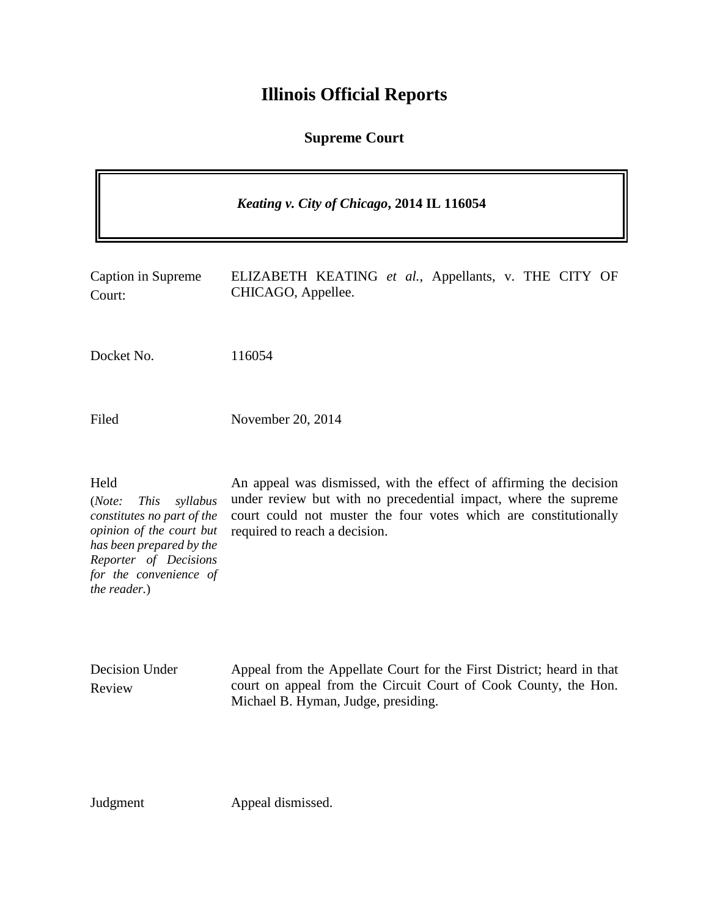# Illinois Official Reports

## Supreme Court

***Keating v. City of Chicago*, 2014 IL 116054**

| | |
|---|---|
| Caption in Supreme Court: | ELIZABETH KEATING *et al.*, Appellants, v. THE CITY OF CHICAGO, Appellee. |
| Docket No. | 116054 |
| Filed | November 20, 2014 |
| Held<br>(*Note: This syllabus constitutes no part of the opinion of the court but has been prepared by the Reporter of Decisions for the convenience of the reader.*) | An appeal was dismissed, with the effect of affirming the decision under review but with no precedential impact, where the supreme court could not muster the four votes which are constitutionally required to reach a decision. |
| Decision Under Review | Appeal from the Appellate Court for the First District; heard in that court on appeal from the Circuit Court of Cook County, the Hon. Michael B. Hyman, Judge, presiding. |
| Judgment | Appeal dismissed. |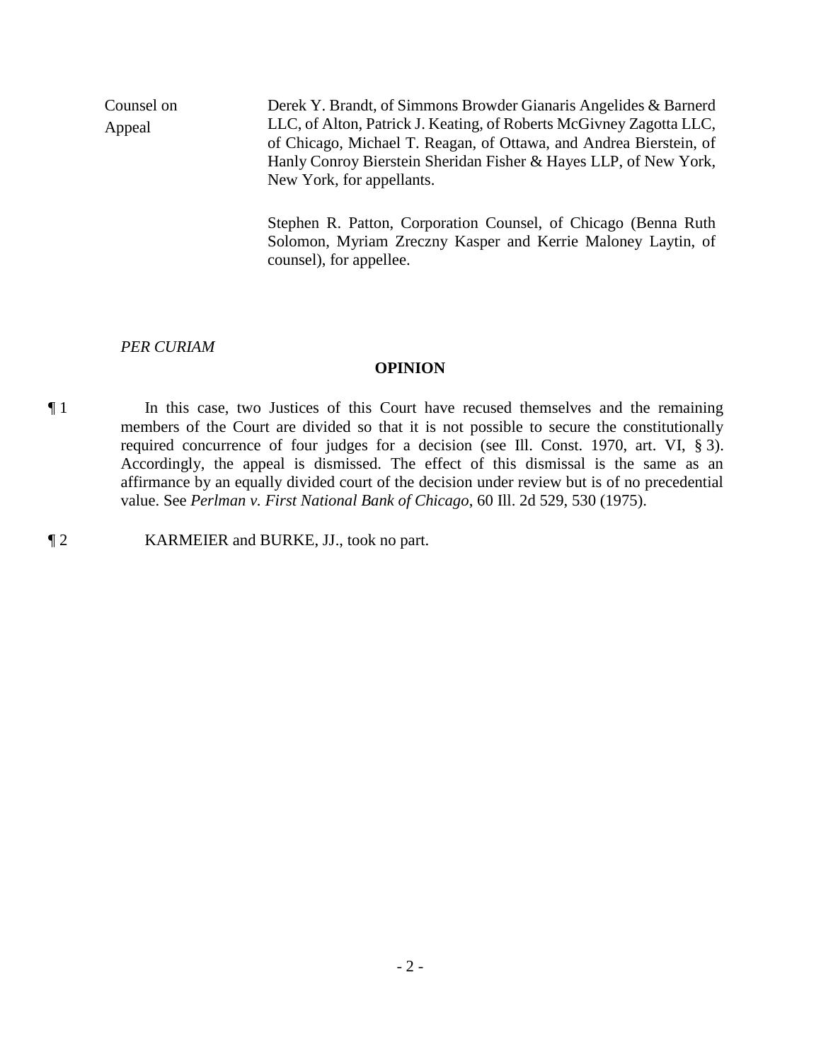Counsel on Appeal

Derek Y. Brandt, of Simmons Browder Gianaris Angelides & Barnerd LLC, of Alton, Patrick J. Keating, of Roberts McGivney Zagotta LLC, of Chicago, Michael T. Reagan, of Ottawa, and Andrea Bierstein, of Hanly Conroy Bierstein Sheridan Fisher & Hayes LLP, of New York, New York, for appellants.

Stephen R. Patton, Corporation Counsel, of Chicago (Benna Ruth Solomon, Myriam Zreczny Kasper and Kerrie Maloney Laytin, of counsel), for appellee.

*PER CURIAM*

**OPINION**

¶ 1 In this case, two Justices of this Court have recused themselves and the remaining members of the Court are divided so that it is not possible to secure the constitutionally required concurrence of four judges for a decision (see Ill. Const. 1970, art. VI, § 3). Accordingly, the appeal is dismissed. The effect of this dismissal is the same as an affirmance by an equally divided court of the decision under review but is of no precedential value. See *Perlman v. First National Bank of Chicago*, 60 Ill. 2d 529, 530 (1975).

¶ 2 KARMEIER and BURKE, JJ., took no part.